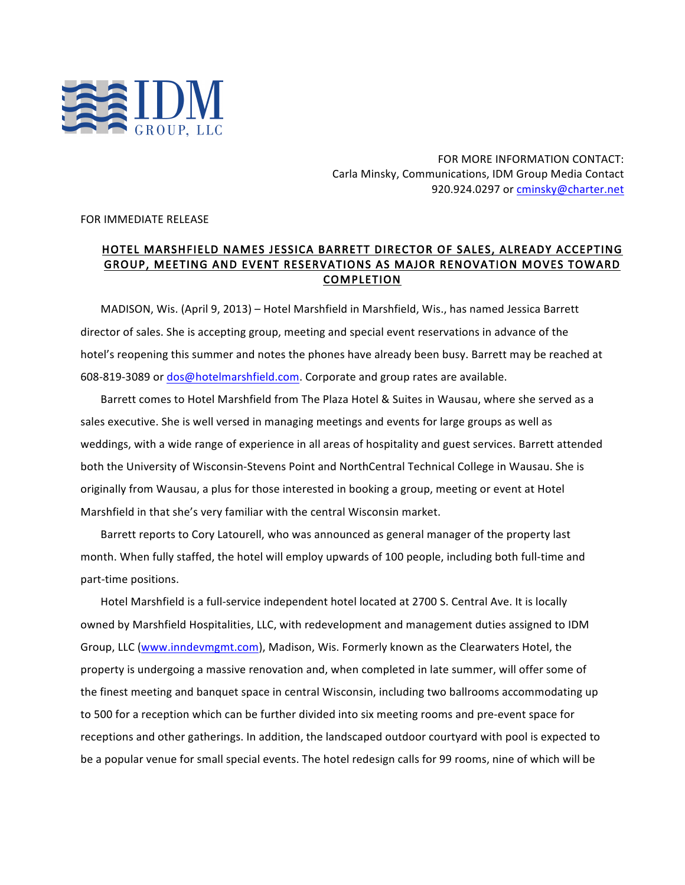IDM GROUP, LLC

FOR MORE INFORMATION CONTACT:
Carla Minsky, Communications, IDM Group Media Contact
920.924.0297 or cminsky@charter.net

FOR IMMEDIATE RELEASE

## HOTEL MARSHFIELD NAMES JESSICA BARRETT DIRECTOR OF SALES, ALREADY ACCEPTING GROUP, MEETING AND EVENT RESERVATIONS AS MAJOR RENOVATION MOVES TOWARD COMPLETION

MADISON, Wis. (April 9, 2013) – Hotel Marshfield in Marshfield, Wis., has named Jessica Barrett director of sales. She is accepting group, meeting and special event reservations in advance of the hotel's reopening this summer and notes the phones have already been busy. Barrett may be reached at 608-819-3089 or dos@hotelmarshfield.com. Corporate and group rates are available.

Barrett comes to Hotel Marshfield from The Plaza Hotel & Suites in Wausau, where she served as a sales executive. She is well versed in managing meetings and events for large groups as well as weddings, with a wide range of experience in all areas of hospitality and guest services. Barrett attended both the University of Wisconsin-Stevens Point and NorthCentral Technical College in Wausau. She is originally from Wausau, a plus for those interested in booking a group, meeting or event at Hotel Marshfield in that she's very familiar with the central Wisconsin market.

Barrett reports to Cory Latourell, who was announced as general manager of the property last month. When fully staffed, the hotel will employ upwards of 100 people, including both full-time and part-time positions.

Hotel Marshfield is a full-service independent hotel located at 2700 S. Central Ave. It is locally owned by Marshfield Hospitalities, LLC, with redevelopment and management duties assigned to IDM Group, LLC (www.inndevmgmt.com), Madison, Wis. Formerly known as the Clearwaters Hotel, the property is undergoing a massive renovation and, when completed in late summer, will offer some of the finest meeting and banquet space in central Wisconsin, including two ballrooms accommodating up to 500 for a reception which can be further divided into six meeting rooms and pre-event space for receptions and other gatherings. In addition, the landscaped outdoor courtyard with pool is expected to be a popular venue for small special events. The hotel redesign calls for 99 rooms, nine of which will be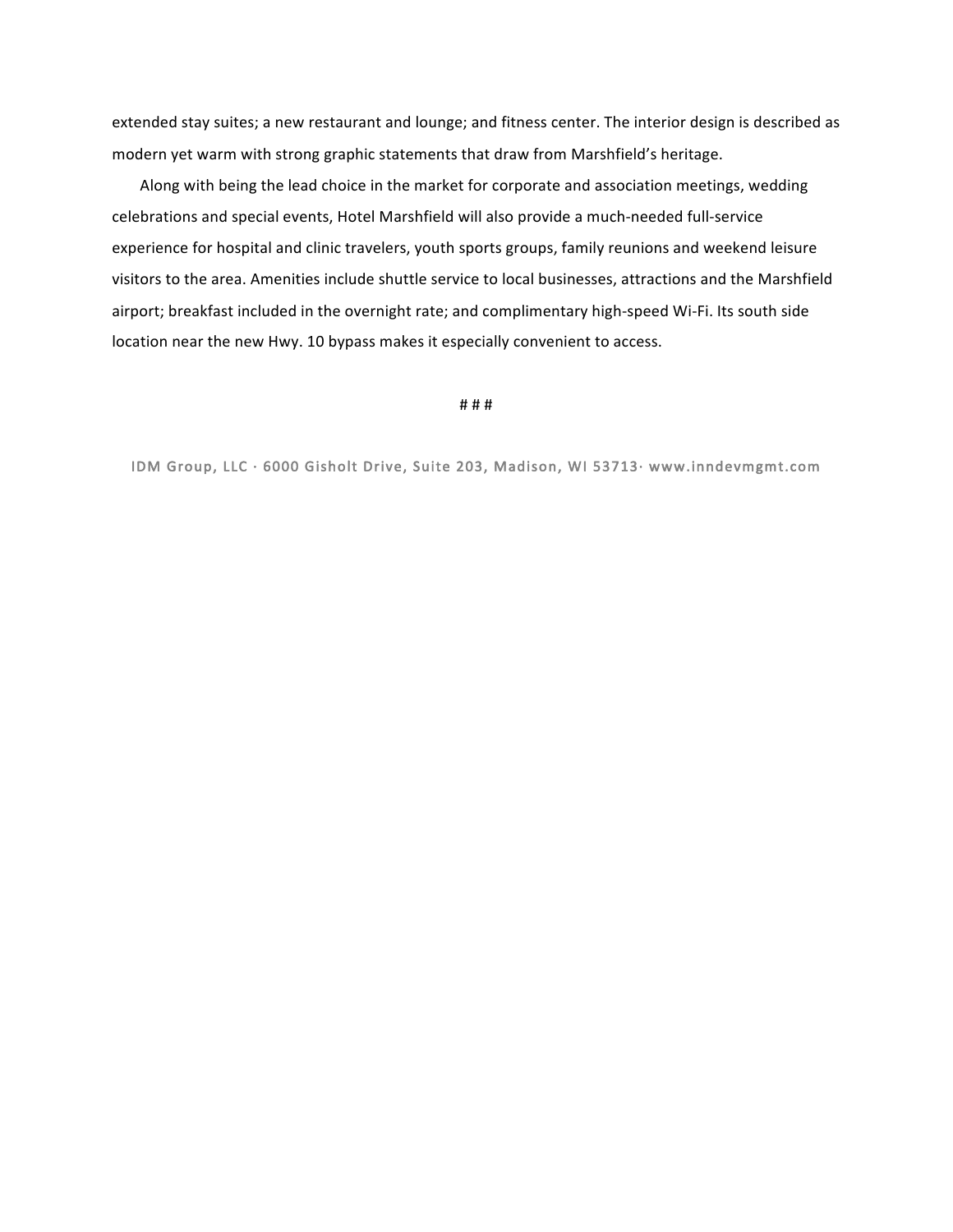extended stay suites; a new restaurant and lounge; and fitness center. The interior design is described as modern yet warm with strong graphic statements that draw from Marshfield's heritage.

Along with being the lead choice in the market for corporate and association meetings, wedding celebrations and special events, Hotel Marshfield will also provide a much-needed full-service experience for hospital and clinic travelers, youth sports groups, family reunions and weekend leisure visitors to the area. Amenities include shuttle service to local businesses, attractions and the Marshfield airport; breakfast included in the overnight rate; and complimentary high-speed Wi-Fi. Its south side location near the new Hwy. 10 bypass makes it especially convenient to access.

# # #

IDM Group, LLC · 6000 Gisholt Drive, Suite 203, Madison, WI 53713· www.inndevmgmt.com